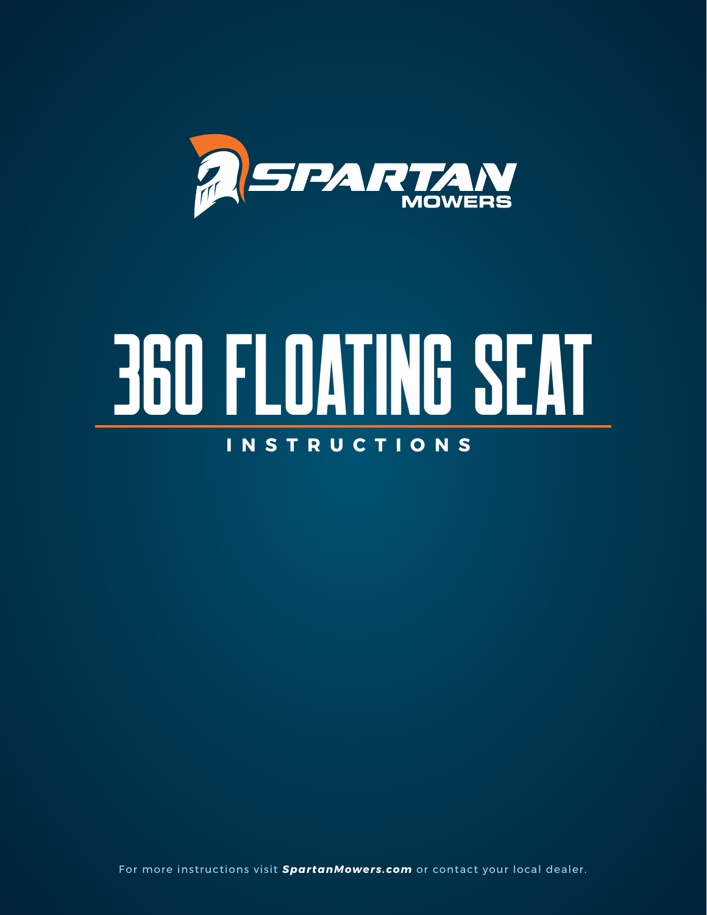SPARTAN MOWERS

# 360 FLOATING SEAT

## INSTRUCTIONS

For more instructions visit ***SpartanMowers.com*** or contact your local dealer.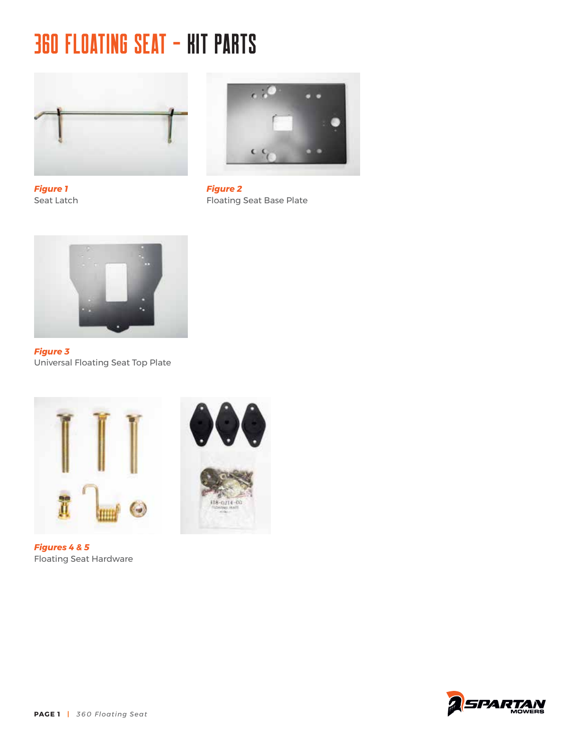# 360 FLOATING SEAT - KIT PARTS

***Figure 1***
Seat Latch

***Figure 2***
Floating Seat Base Plate

***Figure 3***
Universal Floating Seat Top Plate

***Figures 4 & 5***
Floating Seat Hardware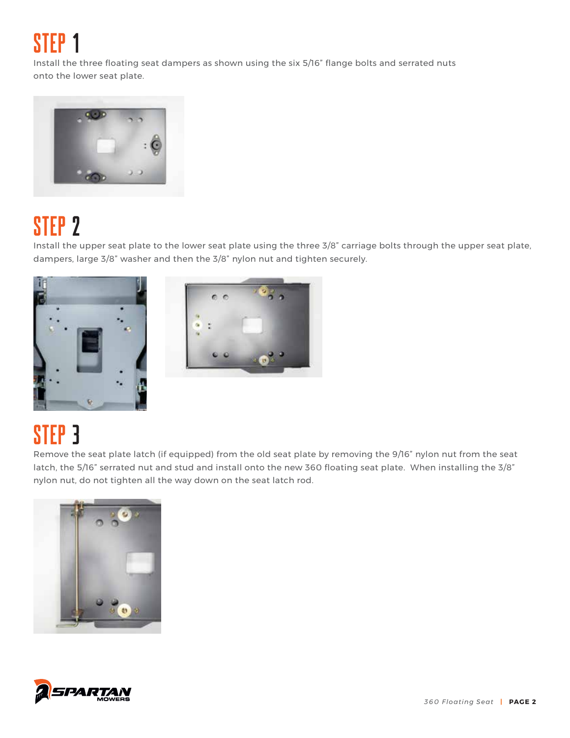# STEP 1

Install the three floating seat dampers as shown using the six 5/16" flange bolts and serrated nuts onto the lower seat plate.

# STEP 2

Install the upper seat plate to the lower seat plate using the three 3/8" carriage bolts through the upper seat plate, dampers, large 3/8" washer and then the 3/8" nylon nut and tighten securely.

# STEP 3

Remove the seat plate latch (if equipped) from the old seat plate by removing the 9/16" nylon nut from the seat latch, the 5/16" serrated nut and stud and install onto the new 360 floating seat plate. When installing the 3/8" nylon nut, do not tighten all the way down on the seat latch rod.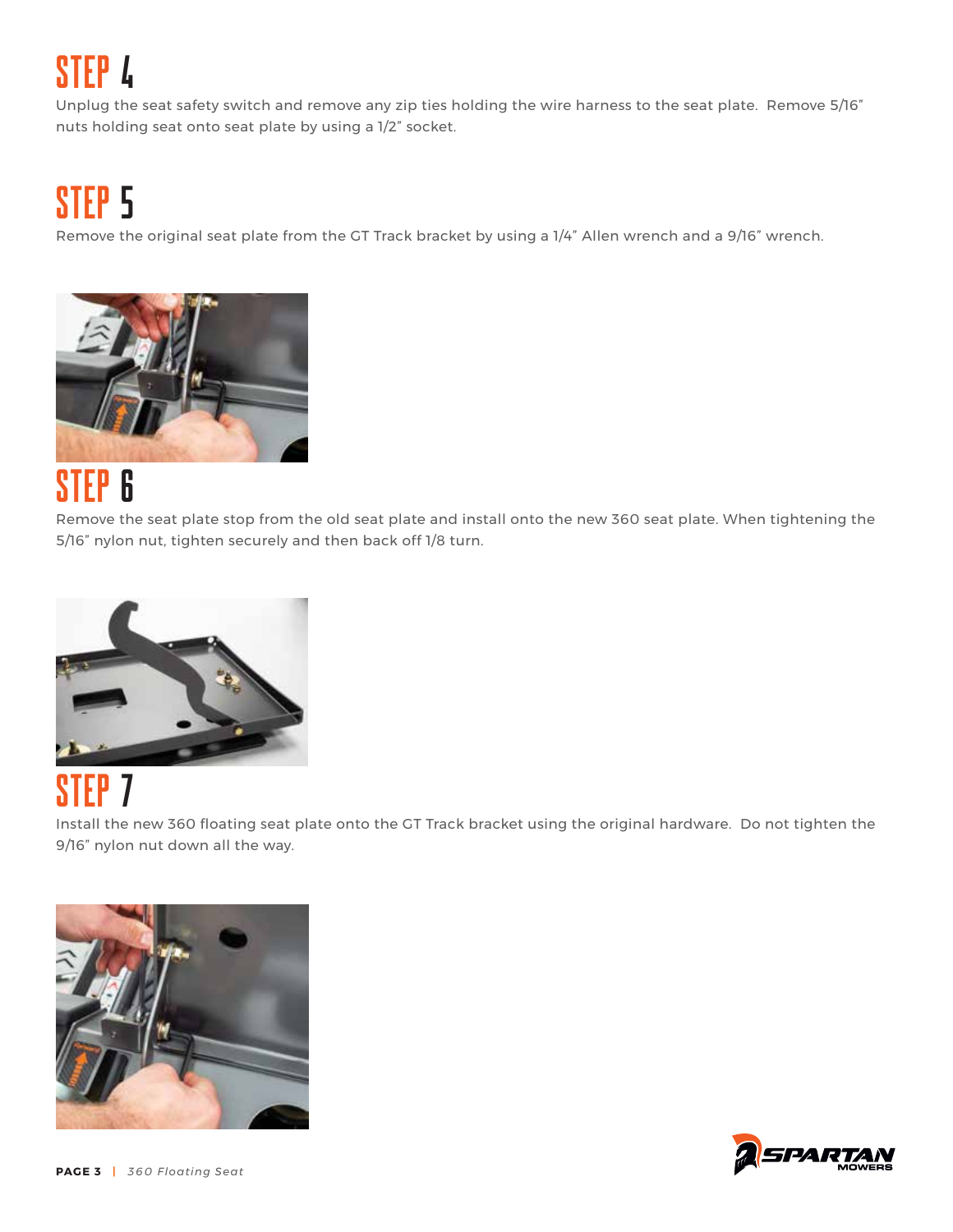# STEP 4

Unplug the seat safety switch and remove any zip ties holding the wire harness to the seat plate. Remove 5/16" nuts holding seat onto seat plate by using a 1/2" socket.

# STEP 5

Remove the original seat plate from the GT Track bracket by using a 1/4" Allen wrench and a 9/16" wrench.

# STEP 6

Remove the seat plate stop from the old seat plate and install onto the new 360 seat plate. When tightening the 5/16" nylon nut, tighten securely and then back off 1/8 turn.

# STEP 7

Install the new 360 floating seat plate onto the GT Track bracket using the original hardware. Do not tighten the 9/16" nylon nut down all the way.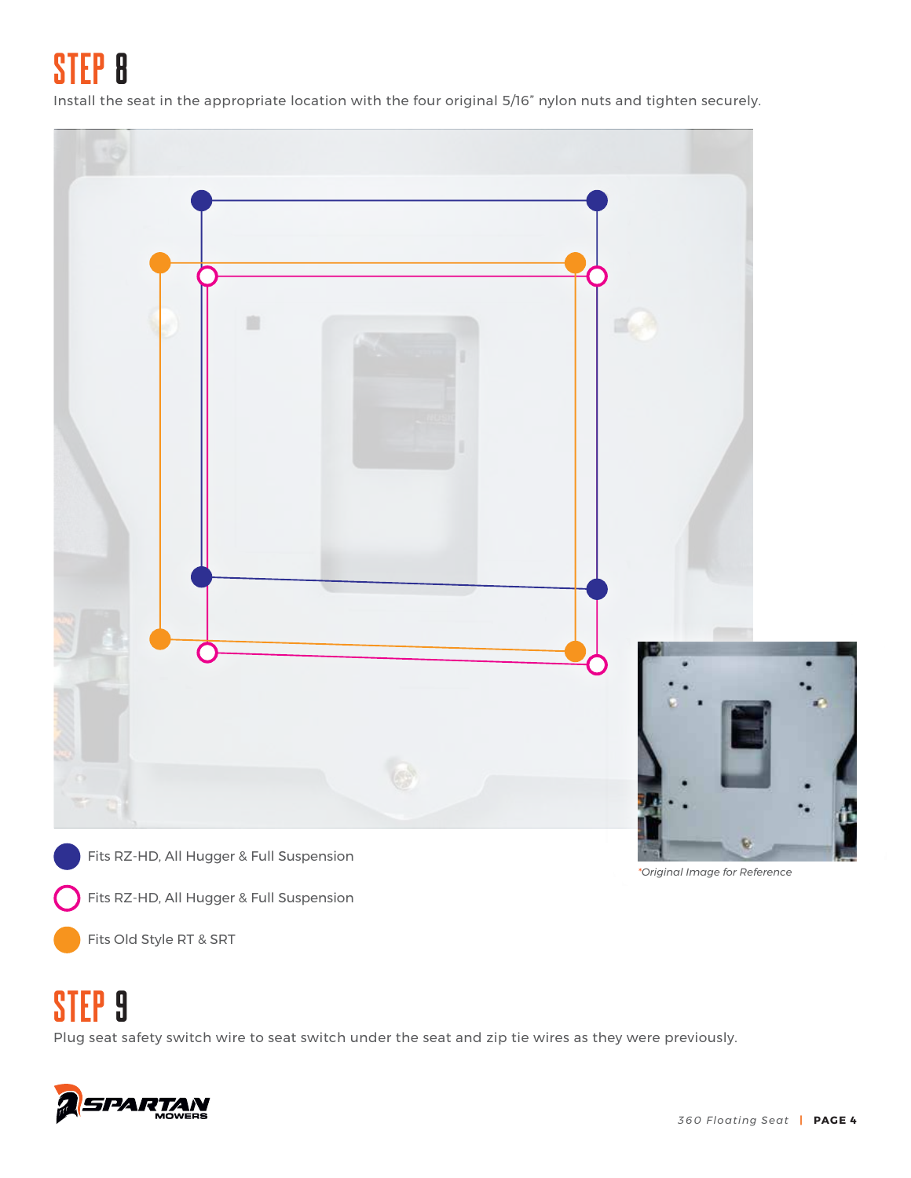# STEP 8

Install the seat in the appropriate location with the four original 5/16" nylon nuts and tighten securely.

- Fits RZ-HD, All Hugger & Full Suspension
- Fits RZ-HD, All Hugger & Full Suspension
- Fits Old Style RT & SRT

*\*Original Image for Reference*

# STEP 9

Plug seat safety switch wire to seat switch under the seat and zip tie wires as they were previously.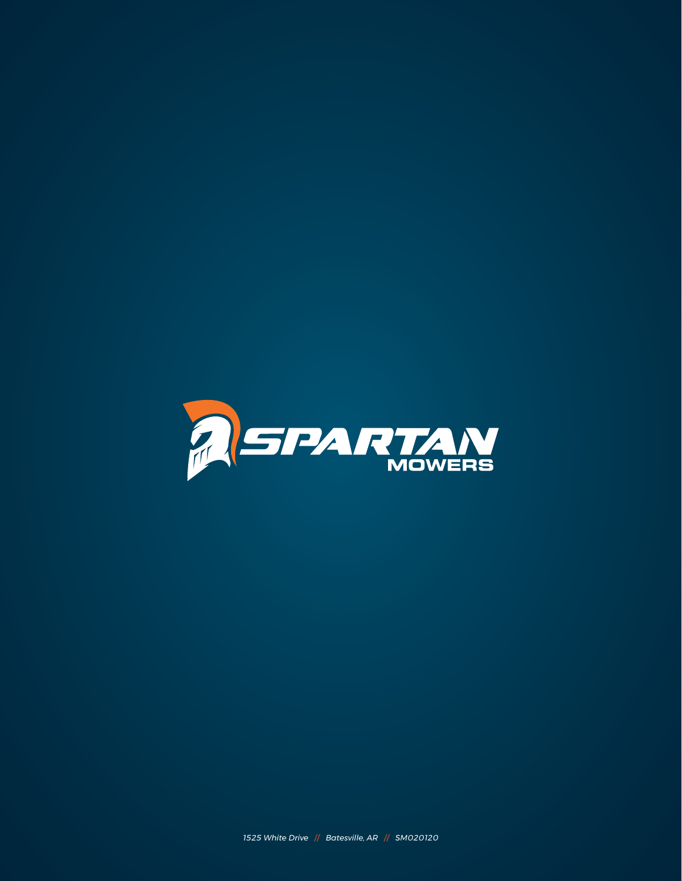SPARTAN

MOWERS

1525 White Drive // Batesville, AR // SM020120